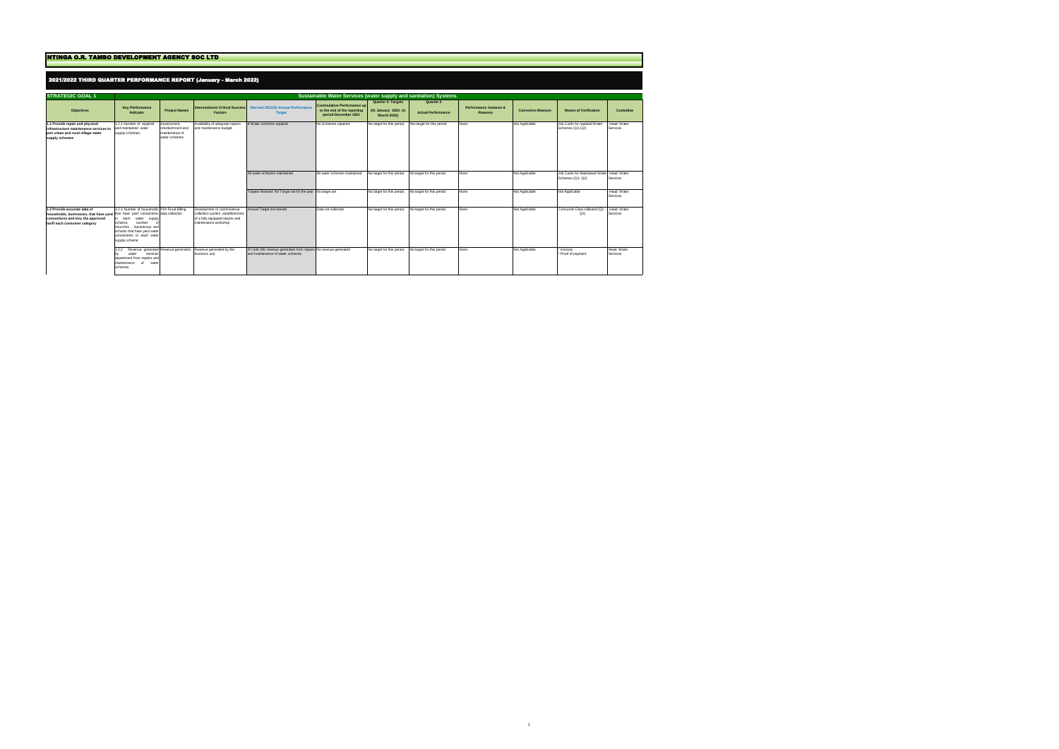# NTINGA O.R. TAMBO DEVELOPMENT AGENCY SOC LTD

## 2021/2022 THIRD QUARTER PERFORMANCE REPORT (January - March 2022)

| STRATEGIC GOAL 1 | Sustainable Water Services (water supply and sanitation) Systems. | | | | | | | | | | |
|---|---|---|---|---|---|---|---|---|---|---|---|
| **Objectives** | **Key Performance Indicator** | **Project Names** | **Interventions/ Critical Success Factors** | **Revised 2021/22 Annual Performance Target** | **Cummulative Performance up to the end of the reporting period December 2021** | **Quarter 3: Targets (01 January 2022- 31 March 2022)** | **Quarter 3 Actual Performance** | **Performance Variance & Reasons** | **Corrective Measure** | **Means of Verification** | **Custodian** |
| 1.1 Provide repair and physical infrastructure maintenance services to peri urban and rural village water supply schemes | 1.1.1 Number of repaired and maintained water supply schemes. | Assessment, refurbishment and maintenance of water schemes | Availability of adequate repairs and maintenance budget | 8 Water schemes repaired | No Schemes repaired | No target for this period. | Not target for this period | None | Not Applicable | Job Cards for repaired Water Schemes (Q1-Q2) | Head: Water Services |
| | | | | 46 water schemes maintained | 38 water schemes maintained | No target for this period. | No target for this period | None | Not Applicable | Job Cards for Maintained Water Schemes (Q1- Q2) | Head: Water Services |
| | | | | Targets Revised: No Target set for the year | No target set | No target for this period. | No target for this period | None | Not Applicable | Not Applicable | Head: Water Services |
| 1.2 Provide accurate data of households, businesses, that have yard connections and levy the approved tariff each consumer category | 1.2.1 Number of households that have yard connections in each water supply scheme, number of churches businesses and schools that have yard water connections in each water supply scheme | PSS Rural Billing data collection | Development of cash/revenue collection system, establishment of a fully equipped repairs and maintenance workshop | Annual Target not revised | Data not collected | No target for this period. | No target for this period | None | Not Applicable | Consumer Data collected (Q1 - Q3) | Head: Water Services |
| | 1.2.2 Revenue generated by water services department from repairs and maintenance of water schemes. | Revenue generation | Revenue generated by the business unit | R7,644 300 revenue generated from repairs and maintenance of water schemes. | No revenue generated | No target for this period. | No target for this period | None | Not Applicable | * Invoices<br>* Proof of payment | Head: Water Services |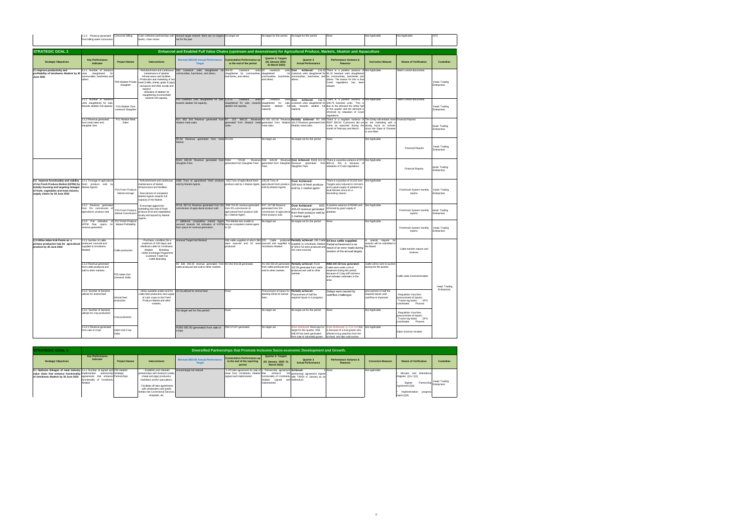| 1.2.3 Revenue generated from billing water consumers | Consumer billing | Cash collection partnerships with banks, chain stores | Annual target revised: there are no targets set for the year | No target set | No target for this period. | No target for this period | None | Not Applicable | Not Applicable | CFO |
|---|---|---|---|---|---|---|---|---|---|---|

## STRATEGIC GOAL 2

**Enhanced and Enabled Full Value Chains (upstream and downstream) for Agricultural Produce, Markets, Abattoir and Aquaculture**

| Strategic Objectives | Key Performance Indicator | Project Names | Interventions | Revised 2021/22 Annual Performance Target | Cummulative Performance up to the end of the period | Quarter 3: Targets (01 January 2022- 31 March 2022) | Quarter 3 Actual Performance | Performance Variance & Reasons | Corrective Measure | Means of Verification | Custodian |
|---|---|---|---|---|---|---|---|---|---|---|---|
| 2.1 Improve productivity and profitability of Umzikantu Abattoir by 30 June 2022 | 2.1.1 Number of livestock units slaughtered for communities, butcheries and others | P08 Abattoir Private Slaughter | - Refurbishment and continuous maintenance of abattoir infrastructure and facilities. - Production and marketing of red meat (cattle, sheep, goats & pigs) carcasses and offal, locally and beyond. - Utilisation of abattoir for slaughtering incrementally towards full capacity. | 300 Livestock units slaughtered for communities, butcheries, and others. | 304.50 Livestock units slaughtered for communities butcheries, and others. | 90 Livestock units slaughtered for communities, butcheries and others. | **Over Achieved:** 131.41 Livestock units slaughtered for communities, butcheries and others. | There is a positive variance of 91.40 livestock units slaughtered for communities, butcheries and others. The reason for this is that Covid regulations has been relaxed. | Not Applicable | Batch control documents. | Head: Trading Enterprises |
| | 2.1.2 Number of livestock units slaughtered for sale, towards abattoir full capacity | P10 Abattoir Own Livestock Slaughter | | 976 Livestock units slaughtered for sale towards abattoir full capacity. | 574.25 Livestock units slaughtered for sale, towards abattoir full capacity. | 80 Livestock units slaughtered for sale, towards abattoir full capacity. | **Over Achieved:** 186.75 Livestock units slaughtered for sale, towards abattoir full capacity. | There is a positive variance of 106.75 livestock units. This is due to the demand the entity had in this quarter and the demand is informed by relaxation of Covid regulations. | Not Applicable | Batch control documents. | Head: Trading Enterprises |
| | 2.1.3 Revenue generated from meat sales and slaughter fees | P11 Abattoir Meat Sales | | R11 693 244 Revenue generated from Abattoir meat sales. | R7 223 808.22 Revenue generated from Abattoir meat sales. | R2 061 432.00 Revenue generated from Abattoir meat sales. | **Partially achieved:** R3 434 011.5 Revenue generated from Abattoir meat sales. | There is a negative variance of R567 290.50. Customers did not come as expected during the month of February and March. | The Entity will embark more on the marketing with a strong focus on schools since the State of Disaster is now lifted. | Financial Reports | Head: Trading Enterprises |
| | | | | R0.00 Revenue generated from meat Market. | R0.000 | No target set | No target set for this period | None | Not Applicable | Financial Reports | Head: Trading Enterprises |
| | | | | R310 630.00 Revenue generated from Slaughter Fees. | R304 725.80 Revenue generated from Slaughter Fees. | R36 626.00 Revenue generated from Slaughter Fees. | **Over Achieved:** R109 521.22 Revenue generated from Slaughter Fees. | There is a positive variance of R72 895.22, this is because of relaxation of Covid regulations. | Not Applicable | Financial Reports | Head: Trading Enterprises |
| 2.2 Improve functionality and viability of Kei Fresh Produce Market (KFPM) by initially focusing and targeting linkages of fruits, vegetables and meat industry supply chains by 30 June 2022 | 2.2.1 Tonnage of agricultural fresh produce sold by Market Agents | P14 Fresh Produce Market tonnage | - Refurbishment and continuous maintenance of Market infrastructure and facilities. - Recruitment of competent Market Agents towards full capacity of the Market. | 2060 Tons of agricultural fresh produce sold by Market Agents | 623 Tons of agricultural fresh produce sold by 1 Market Agent. | 135.25 Tons of agricultural fresh produce sold by Market Agents | **Over Achieved:** 349 tons of fresh produce sold by 1 market agent. | There is a positive of 213.62 tons. Targets were reduced in mid-term and a good supply of potatoes by local farmers since it's a harvesting season | Not Applicable | Freshmark System monthly reports. | Head: Trading Enterprises |
| | 2.2.2 Revenue generated from 5% commission of agricultural produce sold | P16 Fresh Produce Market Commission | - Encourage aggressive marketing and sale of fresh produce (fruit and vegetables) locally and beyond by Market Agents. | R744, 957.61 Revenue generated from 5% commission of agricultural product sold | R99 704.55 revenue generated from 5% commission of agricultural fresh produce sold by 1 Market Agent. | R37, 247.89 Revenue generated from 5% commission of agriculture fresh produce sold. | **Over Achieved:** R45 455.40 revenue generated from fresh produce sold by 1 market agent. | A positive variance of R8490 and informed by good supply of potatoes | Not Applicable | Freshmark System monthly reports. | Head: Trading Enterprises |
| | 2.2.3 Full utilisation of KFPM floor space for revenue generation | P17 Fresh Produce Market Profitability | | 1 additional competitive market Agent secured towards full utilisation of KFPM floor space for revenue generation. | The Market was unable to secure competent market agent in Q2. | No target set | No target set for this period | None | Not Applicable | Freshmark System monthly reports. | Head: Trading Enterprises |
| 2.3 Utilise Adam Kok Farms as a primary production hub for agricultural produce by 30 June 2022 | 2.3.1 Number of cattle produced, sourced and supplied to Umzikantu Abattoir | Cattle production | - Purchase, condition (for a maximum of 100 days) and distribute cattle for Umzikantu Abattoir - Breeding - Heifer Exchange Programme - Livestock Trade Fair - Cattle Branding | Annual Target Not Revised | 436 cattle supplied of which 384 were sourced and 52 were produced. | 230 Cattle produced, sourced and supplied to Umzikantu Abattoir. | **Partially achieved:** 156 Cattle supplied to Umzikantu Abattoir of which 55 were produced and 101 were sourced. | **64 less cattle supplied:** Partial achievement is as result of an error made during revision of the annual targets. | A special request for revision will be submitted to the Board. | Cattle transfer reports and invoices. | Head: Trading Enterprises |
| | 2.3.2 Revenue generated from cattle produced and sold to other markets | P30 Adam Kok Livestock Sales | | R2 830 440.00 revenue generated from cattle produced and sold to other markets. | R2 002 943.58 generated. | R1 000 000.00 generated from cattle produced and sold to other markets | **Partially achieved:** R118 152.50 generated from cattle produced and sold to other markets. | **R881 847.50 less generated:** Cattle were under a lot of treatment during this period because of 3 day stiff sickness and redwater outbreaks in the area. | Cattle will be sent to auction during the 4th quarter. | Cattle sales invoices/receipts | |
| | 2.3.3. Number of hectares utilised for animal feed | Animal feed production | - Utilise available arable land for cattle feed production and supply of cash crops to Kei Fresh Produce Market and other markets. | 20 Ha utilised for animal feed | None | Procurement of inputs for planting 20Ha for animal feed. | **Partially achieved:** Procurement of half the required inputs is in progress | Delays were caused by cashflow challenges | procurement of half the required inputs until cashflow is improved | Requisition Vouchers (procurement of inputs) - Tractor log books - GPS coordinates - Pictures | |
| | 2.3.4 Number of hectares utilised for crop production | Crop production | | No target set for this period | None | No target set | No target set for this period | None | Not Applicable | Requisition Vouchers (procurement of inputs) - Tractor log books - GPS coordinates - Pictures | |
| | 2.3.4.1 Revenue generated from sale of crops. | Adam Kok Crop Sales | | R280 000.00 generated from sale of crops | R84 674.87 generated | No target set | Over-Achieved: there was no target for this quarter, R38 848.06 has been generated from sale of voluntarily grown | Over-Achieved: by R38 848 this is because of a fruit grower who offered to buy peaches from the orchard and also sold excess | Not Applicable | Sales invoices/ receipts | |

## STRATEGIC GOAL 3

**Diversified Partnerships that Promote Inclusive Socio-economic Development and Growth.**

| Strategic Objectives | Key Performance Indicator | Project Names | Interventions | Revised 2021/22 Annual Performance Target | Cummulative Performance up to the end of the reporting period | Quarter 3: Targets (01 January 2022- 31 March 2022) | Quarter 3 Actual Performance | Performance Variance & Reasons | Corrective Measure | Means of Verification | Custodian |
|---|---|---|---|---|---|---|---|---|---|---|---|
| 3.1 Optimize linkages of meat industry value chain that enhance functionality of Umzikantu Abattoir by 30 June 2022 | 3.1.1 Number of signed and implemented partnership agreements that enhance functionality of Umzikantu Abattoir | P35 Abattoir Strategic Partnerships | - Establish and maintain partnerships with livestock (cattle, sheep and pigs) producers, marketers and/or speculators. - Facilitate off-take agreements with wholesalers and public entities like Correctional Services, Hospitals, etc. | Annual target not revised | 3 Off-take agreement for sale of meat from Umzikantu Abattoir signed and implemented. | 1 Partnership agreement that enhance the functionality of Umzikantu Abattoir signed and implemented. | **Achieved:** 1 partnership agreement signed with TARDI in January as an Addendum. | None | Not applicable | * Minutes and Attendance Register (Q1= Q3). * Signed Partnership Agreement (Q3) * Implementation progress report (Q4) | Head: Trading Enterprises |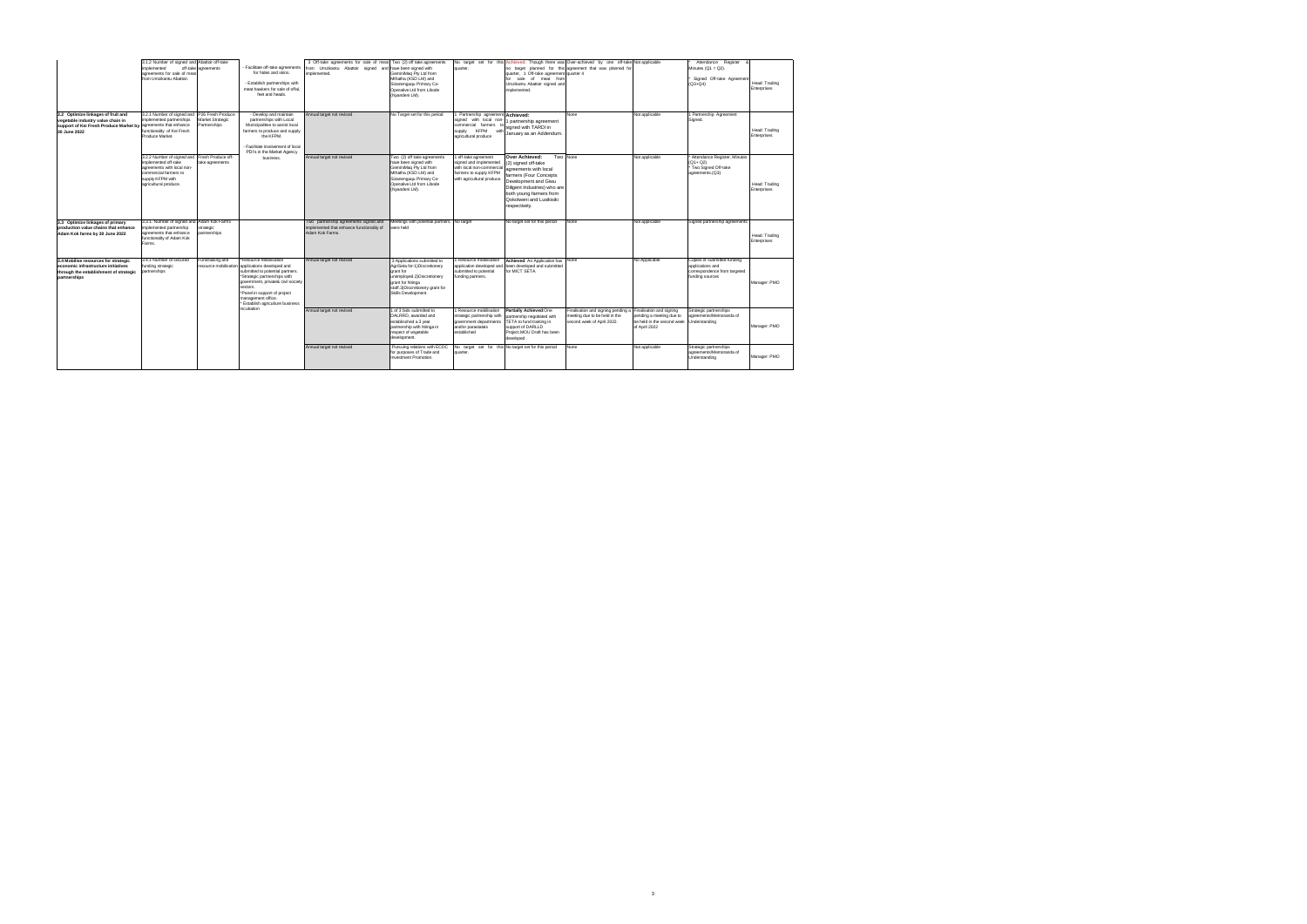| | 3.1.2 Number of signed and implemented off-take agreements for sale of meat from Umzikantu Abattoir. | Abattoir off-take agreements | - Facilitate off-take agreements for hides and skins.<br>- Establish partnerships with meat hawkers for sale of offal, feet and heads. | 3 Off-take agreements for sale of meat from Umzikantu Abattoir signed and implemented. | Two (2) off take agreements have been signed with GeminiMaq Pty Ltd from Mthatha (KSD LM) and Sizwenguqu Primary Co-Operative Ltd from Libode (Nyandeni LM). | No target set for this quarter. | Achieved: Though there was no target planned for this quarter, 1 Off-take agreement for sale of meat from Umzikantu Abattoir signed and implemented. | Over-achieved by one off-take agreement that was planned for quarter 4 | Not applicable | * Attendance Register & Minutes (Q1 + Q2).<br>* Signed Off-take Agreement (Q3+Q4) | Head: Trading Enterprises |
|---|---|---|---|---|---|---|---|---|---|---|---|
| 3.2 Optimize linkages of fruit and vegetable industry value chain in support of Kei Fresh Produce Market by 30 June 2022 | 3.2.1 Number of signed and implemented partnerships agreements that enhance functionality of Kei Fresh Produce Market. | FNB Fresh Produce Market Strategic Partnerships | - Develop and maintain partnerships with Local Municipalities to assist local farmers to produce and supply the KFPM.<br>- Facilitate involvement of local PDI's in the Market Agency business. | Annual target not revised | No Target set for this period | 1 Partnership agreement signed with local non-commercial farmers to supply KFPM with agricultural produce | Achieved:<br>1 partnership agreement signed with TARDI in January as an Addendum. | None | Not applicable | 1 Partnership Agreement Signed. | Head: Trading Enterprises |
| | 3.2.2 Number of signed and implemented off-take agreements with local non-commercial farmers to supply KFPM with agricultural produce | Fresh Produce off-take agreements | | Annual target not revised | Two (2) off-take agreements have been signed with GeminiMaq Pty Ltd from Mthatha (KSD LM) and Sizwenguqu Primary Co-Operative Ltd from Libode (Nyandeni LM). | 1 off-take agreement signed and implemented with local non-commercial farmers to supply KFPM with agricultural produce | Over Achieved: Two (2) signed off-take agreements with local farmers (Four Concepts Development and Gesu Diligent Industries) who are both young farmers from Qokolweni and Luxeksiki respectively. | None | Not applicable | * Attendance Register, Minutes (Q1+ Q2)<br>* Two Signed Off-take agreements.(Q3) | Head: Trading Enterprises |
| 3.3 Optimize linkages of primary production value chains that enhance Adam Kok farms by 30 June 2022 | 3.3.1. Number of signed and implemented partnership agreements that enhance functionality of Adam Kok Farms. | Adam Kok Farms strategic partnerships | | Two partnership agreements signed and implemented that enhance functionality of Adam Kok Farms. | Meetings with potential partners were held | No target | No target set for this period | None | Not applicable | Signed partnership agreements | Head: Trading Enterprises |
| 3.4 Mobilise resources for strategic economic infrastructure initiatives through the establishment of strategic partnerships | 3.4.1 Number of secured funding strategic partnerships | Fundraising and resource mobilisation | *Resource Mobilisation applications developed and submitted to potential partners.<br>*Strategic partnerships with government, private& civil society sectors.<br>*Panel in support of project management office.<br>* Establish agriculture business incubation | Annual target not revised | 3 Applications submitted to AgriSeta for:1)Discretionary grant for unemployed.2)Discretionary grant for Ntinga staff.3)Discretionary grant for Skills Development. | 1 Resource mobilisation application developed and submitted to potential funding partners. | Achieved: An Application has been developed and submitted for MICT SETA | None | No Applicable | Copies of submitted funding applications and correspondence from targeted funding sources | Manager: PMO |
| | | | | Annual target not revised | 1 of 3 bids submitted to DALRRD, awarded and established a 3 year partnership with Ntinga in respect of vegetable development. | 1 Resource mobilisation strategic partnership with government departments and/or parastatals established | Partially Achieved: One partnership negotiated with TETA to fund training in support of DARLLD Project.MOU Draft has been developed . | Finalisation and signing pending a meeting due to be held in the second week of April 2022. | Finalisation and signing pending a meeting due to be held in the second week of April 2022 | Strategic partnerships agreements/Memoranda of Understanding | Manager: PMO |
| | | | | Annual target not revised | Pursuing relations with ECDC for purposes of Trade and Investment Promotion. | No target set for this quarter. | No target set for this period | None | Not applicable | Strategic partnerships agreements/Memoranda of Understanding | Manager: PMO |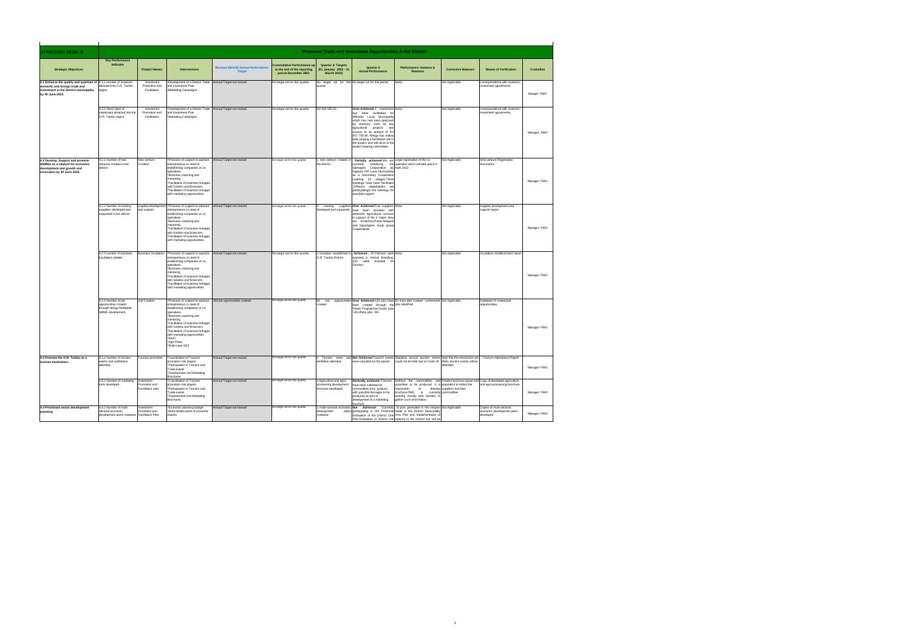| STRATEGIC GOAL 4 | Promoted Trade and Investment Opportunities in the District | | | | | | | | | | |
|---|---|---|---|---|---|---|---|---|---|---|---|
| **Strategic Objectives** | **Key Performance Indicator** | **Project Names** | **Interventions** | **Revised 2021/22 Annual Performance Target** | **Cummulative Performance up to the end of the reporting period December 2021** | **Quarter 3: Targets (01 January 2022 - 31 March 2022)** | **Quarter 3 Actual Performance** | **Performance Variance & Reasons** | **Corrective Measure** | **Means of Verification** | **Custodian** |
| **4.1 Enhance the quality and quantum of domestic and foreign trade and investment in the district municipality by 30 June 2023.** | 4.1.1 number of Investors attracted into O.R. Tambo region | Investment Promotion and Facilitation | •Development of a District Trade and Investment Plan •Marketing Campaigns | Annual Target not revised | No target set for this quarter. | No target set for this quarter. | No target set for this period | None | Not Applicable | correspondence with investors, investment agreements, | Manger: PMO |
| | 4.1.2 Rand value of investment attracted into the O.R. Tambo region. | Investment Promotion and Facilitation | *Development of a District Trade and Investment Plan *Marketing Campaigns | Annual Target not revised | No target set for this quarter. | R2 000 000.00 | **Over-Achieved:**1 investment has been facilitated for Mhlontlo Local Municipality which has now been approved by Harmony Gold for two agricultural projects and nursery to an amount of R4 647 756.66. Ntinga has mainly been playing a facilitative role in the project, and will serve in the project steering committee. | None | Not Applicable | correspondence with investors, investment agreements, | Manager: PMO |
| **4.2 Develop, Support and promote SMMEs as a catalyst for economic development and growth and innovation by 30 June 2023.** | 4.2.1 Number of new ventures created in the district. | New venture Creation | *Provision of support to aspirant entrepreneurs in need of establishing companies or co-operatives. *Business coaching and mentoring *Facilitation of business linkages with funders and financiers *Facilitation of business linkages with marketing opportunities | Annual Target not revised | No target set for this quarter. | 1 new venture created in the district. | **Partially achieved:**We are currently mobilising the Siphaqeni Cooperative at Ingquza Hill Local Municipality as a Secondary Cooperative covering 22 villages.Three meetings have been facilitated .Different stakeholders are participatingin the meetings for possible support. | Legal registration of the co-operative which will take place in April 2022 | Not Applicable | New venture Registration documents | Manager: PMO |
| | 4.2.2 Number of existing suppliers developed and supported in the district. | supplier development and support | *Provision of support to aspirant entrepreneurs in need of establishing companies or co-operatives. *Business coaching and mentoring *Facilitation of business linkages with funders and financiers *Facilitation of business linkages with marketing opportunities | Annual Target not revised | No target set for this quarter. | 3 existing suppliers developed and supported. | **Over Achieved**:Four suppliers have been assisted with extension agricultural services in support of the ir maize they are Amakhozi,Pulesi,Ndayeni and Ngcengane study group Cooperatives | None | Not Applicable | Supplier development and support report. | Manager: PMO |
| | 4.2.3 number of business incubators piloted | Business incubation | *Provision of support to aspirant entrepreneurs in need of establishing companies or co-operatives. *Business coaching and mentoring *Facilitation of business linkages with funders and financiers *Facilitation of business linkages with marketing opportunities | Annual Target not revised | No target set for this quarter. | 1 incubator established in O.R. Tambo District. | **Achieved :** 20 Farmers were assisted in Animal Branding. 132 cattle branded for Farmers. | None | Not Applicable | Incubators establishment report | Manager: PMO |
| | 4.2.4 Number of job opportunities created through Ntinga facilitated SMME development. | Job Creation | *Provision of support to aspirant entrepreneurs in need of establishing companies or co-operatives. *Business coaching and mentoring *Facilitation of business linkages with funders and financiers *Facilitation of business linkages with marketing opportunities *RAFI *Agri-Parks *Wild coast SEZ | 250 job opportunities created. | No target set for this quarter. | 65 Job opportunities created | **Over Achieved**:120 jobs have been created through the Potato Programme,Onsite jobs =40,offsite jobs =80. | 55 more jobs created - unintended jobs identified | Not Applicable | Database of created job opportunities, | Manager: PMO |
| **4.3 Promote the O.R. Tambo as a tourism destination.** | 4.3.1 Number of tourism events and exhibitions attended. | Tourism promotion | *Coordination of Tourism promotion role players *Participation in Tourism and Trade events *Development and Marketing Brochures | Annual Target not revised | No target set for this quarter. | 1 Tourism event and exhibition attended. | **Not Achieved**:Tourism events were canceled for the period | Standing annual tourism events could not be held due to Covid 19 | Now that the restrictions are lifted, tourism events will be attended. | Tourism Attendance Report | Manager: PMO |
| | 4.3.2 Number of marketing tools developed. | Investment Promotion and Facilitation tools. | *Coordination of Tourism promotion role players *Participation in Tourism and Trade events *Development and Marketing Brochures | Annual Target not revised | No target set for this quarter. | 1 Agriculture and agro-processing development brochure developed. | **Partially achieved**: Farmers have been collected for commodities they produce with possible tonnages to be produced as part of development of a marketing brochure. | Without the commodities and quantities to be produced it is impossible to develop brochure.PMO is currently working closely with farmers to gather such information. | Finalise brochure layout and populate it to reflect the suppliers and their commodities . | Copy of developed agriculture and agro-processing brochure. | Manager: PMO |
| **4.4 Prioritised sector development planning** | 4.4.2 Number of multi-sectoral economic development plans reviewed. | Investment Promotion and Facilitation Plan | *Economic planning budget *Multi-skilled panel of economic experts | Annual Target not revised | No target set for this quarter. | 1 multi-sectoral economic development plans reviewed. | **Not Achieved**: Currently participating in the Provincial Evaluation of the District One Plan.Evaluation of District one | In puts generated in this respect relate to the District Municipality One Plan and Implementation of Spluma in the District but will be | Not Applicable | Copies of multi-sectoral economic development plans developed | Manager: PMO |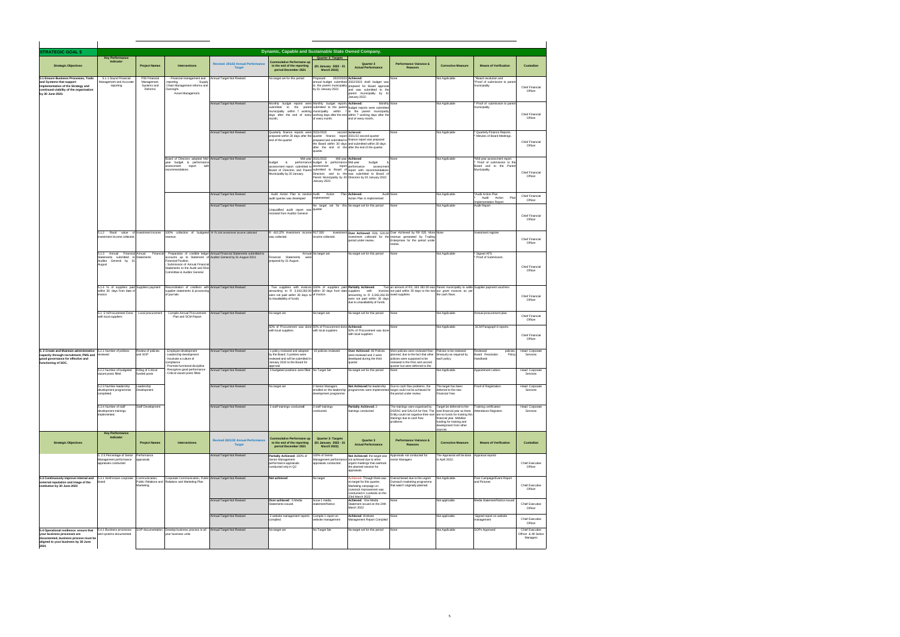| STRATEGIC GOAL 5 | Dynamic, Capable and Sustainable State Owned Company. | | | | | | | | | | |
|---|---|---|---|---|---|---|---|---|---|---|---|
| **Strategic Objectives** | **Key Performance Indicator** | **Project Names** | **Interventions** | **Revised: 2021/22 Annual Performance Target** | **Cummulative Performance up to the end of the reporting period December 2021** | **Quarter 3: Targets (01 January 2022 - 31 March 2022)** | **Quarter 3 Actual Performance** | **Performance Vairance & Reasons** | **Corrective Measure** | **Means of Verification** | **Custodian** |
| **5.1 Ensure Business Processes, Tools and Systems that support implementation of the Strategy and continued viability of the organisation by 30 June 2023.** | 5.1.1 Sound Financial Management and Accurate reporting | PS6 Financial Management, Systems and Reforms | - Financial management and reporting. - Supply Chain Management reforms and Oversight. - Asset Management. | Annual Target Not Revised | No target set for this period | Proposed 2022/2023 annual budget submitted to the parent municipality by 31 January 2022. | **Achieved:** 2022/2023 draft budget was prepared for Board approval and was submitted to the parent municipality by 31 January 2022. | None | Not Applicable | *Board resolution and *Proof of submission to parent municipality | Chief Financial Officer |
| | | | | Annual Target Not Revised | Monthly budget reports were submitted to the parent municipality within 7 working days after the end of every month. | Monthly budget reports submitted to the parent municipality within 7 working days after the end of every month. | **Achieved:** Monthly budget reports were submitted to the parent municipality within 7 working days after the end of every month. | None | Not Applicable | * Proof of submission to parent municipality | Chief Financial Officer |
| | | | | Annual Target Not Revised | Quarterly finance reports were prepared within 30 days after the end of the quarter | 2021/2022 second quarter finance report prepared and submitted to the Board within 30 days after the end of the quarter. | **Achieved:** 2021/22 second quarter finance report was prepared and submitted within 30 days after the end of the quarter | None | Not Applicable | * Quarterly Finance Reports. * Minutes of Board Meetings. | Chief Financial Officer |
| | | | Board of Directors adopted Mid-year budget & performance assessment report with recommendations. | Annual Target Not Revised | Mid-year budget & performance assessment report submitted to Board of Directors and Parent Municipality by 20 January. | 2021/2022 Mid-year budget & performance assessment report submitted to Board of Directors and to the Parent Municipality by 20 January 2022. | **Achieved** Mid-year budget & performance assessment report with recommendations was submitted to Board of Directors by 20 January 2022. | None | Not Applicable | *Mid-year assessment report. * Proof of submission to the Board and to the Parent Municipality. | Chief Financial Officer |
| | | | | Annual Target Not Revised | Audit Action Plan to resolve audit queries was developed. | Audit Action Plan implemented | **Achieved.** Audit Action Plan is implemented | None | Not Applicable | *Audit Action Plan * Audit Action Plan Implementation Report | Chief Financial Officer |
| | | | | Annual Target Not Revised | Unqualified audit report was received from Auditor General | No target set for this quarter | No target set for this period | None | Not Applicable | Audit Report | Chief Financial Officer |
| | 5.1.2 Rand value of investment income collected. | Investment income | 100% collection of budgeted revenue. | R 76 161 investment income collected | R 410,376 investment income was collected. | R17,500 investment income collected. | **Over Achieved:** R26 520.00 investment collected for the period under review. | Over Achieved by R9 020. More revenue generated by Trading Enterprises for the period under review. | None | Investment register | Chief Financial Officer |
| | 5.1.3 Annual Financial Statements submitted to Auditor General by 31 August | Annual Financial Statements | - Preparation of credible ledger accounts up to Statement of Financial Position. - Submission of Annual Financial Statements to the Audit and Risk Committee & Auditor General | Annual Financial Statements submitted to Auditor General by 31 August 2021 | Annual Financial Statements were prepared by 31 August. | No target set. | No target set for this period | None | Not Applicable | * Signed AFS * Proof of Submission. | Chief Financial Officer |
| | 5.1.4 % of suppliers paid within 30 days from date of invoice | Suppliers payment | Reconciliation of creditors with supplier statements & processing of journals. | Annual Target Not Revised | Two suppliers with invoices amounting to R 3,343,282.00 were not paid within 30 days to to unavailability of funds. | 100% of suppliers paid within 30 days from date of invoice. | **Partially Achieved:** Two suppliers with invoices amounting to R 3,343,282.00 were not paid within 30 days due to unavailability of funds. | Two suppliers with invoices amounting to R 3,343,282.00 was not paid within 30 days to the two owed suppliers. | An amount of R3, 343 282.00 was not paid within 30 days to the two owed suppliers. Parent municipality to settle our grant invoices as per the cash flows. | Supplier payment vouchers. | Chief Financial Officer |
| | 5.1.5 %Procurement Done with local suppliers | Local procurement | Compile Annual Procurement Plan and SCM Report | Annual Target Not Revised | No target set. | No target set. | No target set for this period | None | Not Applicable | Annual procurement plan. | Chief Financial Officer |
| | | | | | 50% of Procurement was done with local suppliers | 50% of Procurement done with local suppliers | **Achieved.** 50% of Procurement was done with local suppliers | None | Not Applicable | SCM Paragraph 6 reports | Chief Financial Officer |
| **5.2 Create and Maintain administrative capacity through recruitment, PMS and good governance for effective and functioning of SOC.** | 5.2.1 Number of policies reviewed | Review of policies and SOP | - Employee development - Leadership development - Inculcate a culture of compliance - Promote functional discipline - Recognise good performance - Critical vacant posts filled. | Annual Target Not Revised | 1 policy reviewed and adopted by the Board. 5 policies were reviewed and will be submitted in January 2022 to the Board for approval. | 10 policies reviewed. | **Over Achieved:** 48 Policies were reviewed and 2 were developed during the third quarter. | More policies were reviewed than planned, due to the fact that other policies were supposed to be reviewed in the first and second quarter but were deferred to the | Policies to be reviewed timeously as required by each policy | Reviewed policies. Board Resolution Policy Handbook | Head: Corporate Services |
| | 5.2.2 Number of budgeted vacant posts filled | Filling of Critical funded posts | | Annual Target Not Revised | 3 budgeted positions were filled | No Target Set | No target set for this period | None | Not Applicable | Appointment Letters | Head: Corporate Services |
| | 5.2.3 Number leadership development programmes completed. | Leadership Development | | Annual Target Not Revised | No target set | 2 Senior Managers enrolled on the leadership development programme. | **Not Achieved** No leadership programmes were implemented | Due to cash flow problems, the target could not be achieved for the period under review. | The target has been deferred to the new Financial Year. | Proof of Registration | Head: Corporate Services |
| | 5.3.4 Number of staff development trainings implemented. | Staff Development | | Annual Target Not Revised | 2 staff trainings conducted | 3 staff trainings conducted. | **Partially Achieved:** 2 trainings conducted | The trainings were organised by DSRAC and SALGA for free. The Entity could not organise their own trainings due to cash flow problems | Target be deferred to the next financial year as there are no funds for training this financial year. Mobilise funding for training and development from other sources | Training certificates/ Attendance Registers | Head: Corporate Services |
| **Strategic Objectives** | **Key Performance Indicator** | **Project Names** | **Interventions** | **Revised 2021/22 Annual Performance Target** | **Cummulative Performance up to the end of the reporting period December 2021** | **Quarter 3: Targets (01 January 2022 - 31 March 2022)** | **Quarter 3 Actual Performance** | **Performance Vairance & Reasons** | **Corrective Measure** | **Means of Verification** | **Custodian** |
| | 5. 2.5 Percentage of Senior Management performance appraisals conducted | Performance appraisals | | Annual Target Not Revised | **Partially Achieved:** 100% of Senior Management performance appraisals conducted only in Q2 | 100% of Senior Management performance appraisals conducted. | **Not Achieved:** the target was not achieved due to other urgent meetings that overtook the planned session for appraisals. | Appraisals not conducted for senior Managers | The Appraisals will be done in April 2022. | Appraisal reports | Chief Executive Officer |
| **5.3 Continuously improve internal and external reputation and image of the institution by 30 June 2023** | 5.3.1 Well known corporate brand | Communication, Public Relations and Marketing | Corporate Communication, Public Relations and Marketing Plan | Annual Target Not Revised | **Not achieved** | No target | Achieved: Though there was no target for this quarter, Marketing campaign on Livestock improvement was conducted in Lusikisiki on the 23rd March 2022 | Overachieved due to the urgent Outreach marketing programme that wasn't originally planned | Not Applicable | Post Campaign/Event Report and Pictures | Chief Executive Officer |
| | | | | Annual Target Not Revised | **Over achieved** : 5 Media Statements issued. | Issue 1 media statement/Notice | **Achieved** : One Media Statement issued on the 24th March 2022 | None | Not applicable | Media Statement/Notice issued | Chief Executive Officer |
| | | | | Annual Target Not Revised | 2 website management reports compiled. | Compile 1 report on website management | **Achieved:** Website Management Report Compiled | None | Not applicable | Signed report on website management | Chief Executive Officer |
| **5.4 Operational resilience: ensure that your business processes are documented, business process must be aligned to your business by 30 June 2021** | 5.4.1 Business processes and systems documented. | SOP documentation | Develop business process in all your business units | Annual Target Not Revised | No target set | No Target Set | No target set for this period | None | Not Applicable | SOPs Approved | Chief Executive Officer & All Senior Managers |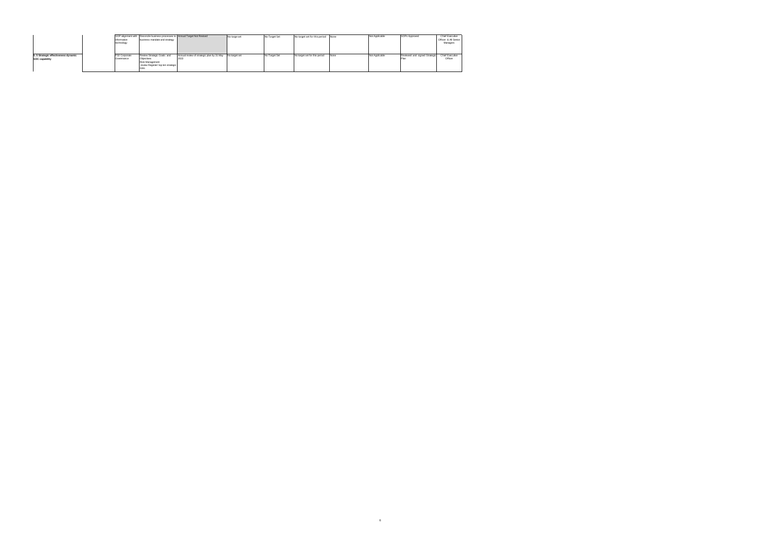| | | | | | | | | | | | | |
|---|---|---|---|---|---|---|---|---|---|---|---|---|
| | | SOP alignment with information technology | Reconcile business processes to business mandate and strategy | Annual Target Not Revised | No target set | No Target Set | No target set for this period | None | Not Applicable | SOPs Approved | Chief Executive Officer & All Senior Managers |
| **5. 5 Strategic effectiveness dynamic SIOC capability** | | P32 Corporate Governance | Review Strategic Goals and Objectives<br>Risk Management<br>review Register/ top ten strategic risks | Annual review of strategic plan by 31 May 2022 | No target set | No Target Set | No target set for this period | None | Not Applicable | Reviewed and signed Strategic Plan | Chief Executive Officer |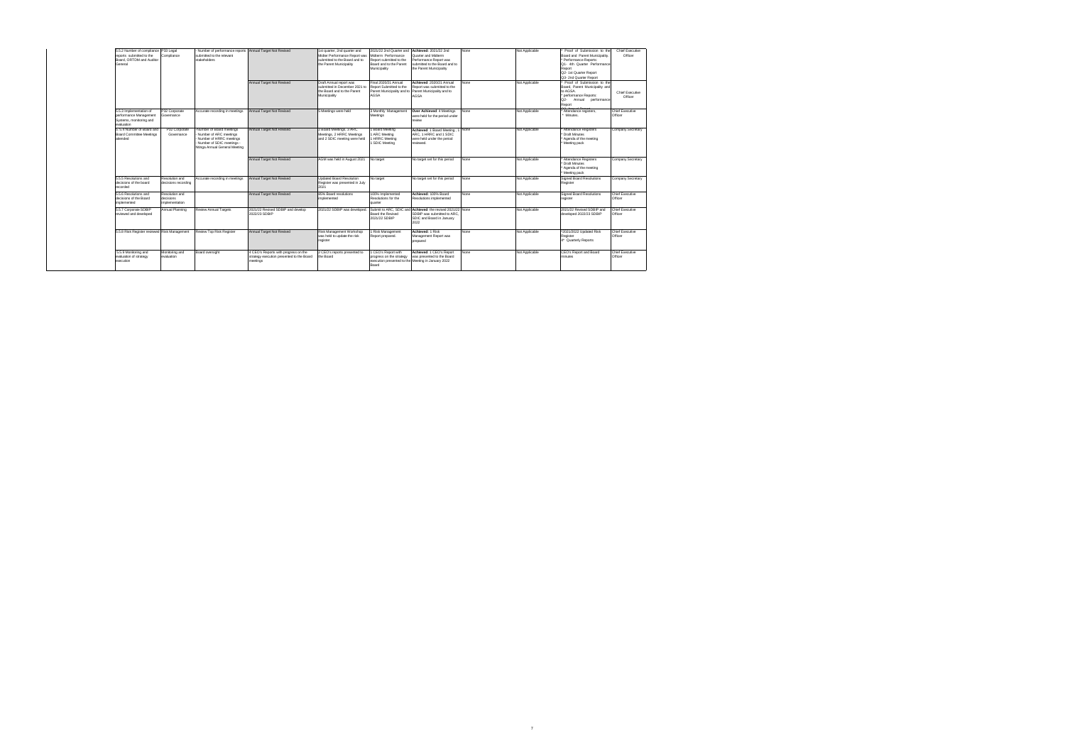| | | | | | | | | | | |
|---|---|---|---|---|---|---|---|---|---|---|
| 5.5.2 Number of compliance reports submitted to the Board, ORTDM and Auditor General | P32 Legal Compliance | - Number of performance reports submitted to the relevant stakeholders | Annual Target Not Revised | | 1st quarter, 2nd quarter and Midter Performance Report was submitted to the Board and to the Parent Municipality | 2021/22 2nd Quarter and Midterm Performance Report submitted to the Board and to the Parent Municipality | **Achieved:** 2021/22 2nd Quarter and Midterm Performance Report was submitted to the Board and to the Parent Municipality | None | Not Applicable | * Proof of Submission to the Board and Parent Municipality.<br>* Performance Reports:<br>Q1- 4th Quarter Performance Report<br>Q2- 1st Quarter Report<br>Q3- 2nd Quarter Report | Chief Executive Officer |
| | | | Annual Target Not Revised | | Draft Annual report was submitted in December 2021 to the Board and to the Parent Municipality | Final 2020/21 Annual Report Submitted to the Parent Municipality and to AGSA | **Achieved:** 2020/21 Annual Report was submitted to the Parent Municipality and to AGSA | None | Not Applicable | * Proof of Submission to the Board, Parent Municipality and to AGSA.<br>* performance Reports:<br>Q2- Annual performance Report | Chief Executive Officer |
| 5.5.3 Implementation of performance Management Systems, monitoring and evaluation | P32 Corporate Governance | Accurate recording in meetings | Annual Target Not Revised | | 5 Meetings were held | 3 Monthly Management Meetings | **Over Achieved:** 4 Meetings were held for the period under review | None | Not Applicable | * Attendance registers;<br>* Minutes. | Chief Executive Officer |
| 5. 5.4 Number of Board and Board Committee Meetings attended | P32 Corporate Governance | - Number of Board meetings<br>- Number of ARC meetings<br>- Number of HRRC meetings<br>- Number of SDIC meetings;<br>- Ntinga Annual General Meeting | Annual Target Not Revised | | 2 Board Meetings, 2 ARC Meetings, 2 HRRC Meetings and 2 SDIC meeting were held | 1 Board Meeting<br>1 ARC Meeting<br>1 HRRC Meeting<br>1 SDIC Meeting | **Achieved:** 1 Board Meeting , 1 ARC, 1 HRRC and 1 SDIC were held under the period reviewed. | None | Not Applicable | * Attendance Registers<br>* Draft Minutes<br>* Agenda of the meeting<br>* Meeting pack | Company Secretary |
| | | | Annual Target Not Revised | | AGM was held in August 2021 | No target | No target set for this period | None | Not Applicable | * Attendance Registers<br>* Draft Minutes<br>* Agenda of the meeting<br>* Meeting pack | Company Secretary |
| 5.5.5 Resolutions and decisions of the board recorded | Resolution and decisions recording | Accurate recording in meetings | Annual Target Not Revised | | Updated Board Resolution Register was presented in July 2021 | No target | No target set for this period | None | Not Applicable | Signed Board Resolutions Register | Company Secretary |
| 5.5.6 Resolutions and decisions of the Board implemented | Resolution and decisions implementation | | Annual Target Not Revised | | 95% Board resolutions implemented | 100% implemented Resolutions for the quarter | **Achieved:** 100% Board Resolutions implemented | None | Not Applicable | Signed Board Resolutions register | Chief Executive Officer |
| 5.5.7 Corporate SDBIP reviewed and developed | Annual Planning | Review Annual Targets | 2021/22 Revised SDBIP and develop 2022/23 SDBIP | | 2021/22 SDBIP was developed. | Submit to ARC, SDIC and Board the Revised 2021/22 SDBIP | **Achieved:** the revised 2021/22 SDBIP was submitted to ARC, SDIC and Board in January 2022 | None | Not Applicable | 2021/22 Revised SDBIP and developed 2022/23 SDBIP | Chief Executive Officer |
| 5.5.8 Risk Register reviewed | Risk Management | Review Top Risk Register | Annual Target Not Revised | | Risk Management Workshop was held to update the risk register | 1 Risk Management Report prepared. | **Achieved:** 1 Risk Management Report was prepared | None | Not Applicable | *2021/2022 Updated Risk Register<br>4* Quarterly Reports | Chief Executive Officer |
| 5.5.9 Monitoring and evaluation of strategy execution | Monitoring and evaluation | Board oversight | 4 CEO's Reports with progress on the strategy execution presented to the Board meetings | | 2 CEO's reports presented to the Board | 1 CEO's Report with progress on the strategy execution presented to the Board | **Achieved:** 1 CEO's Report was presented to the Board Meeting in January 2022 | None | Not Applicable | CEO's Report and Board minutes | Chief Executive Officer |